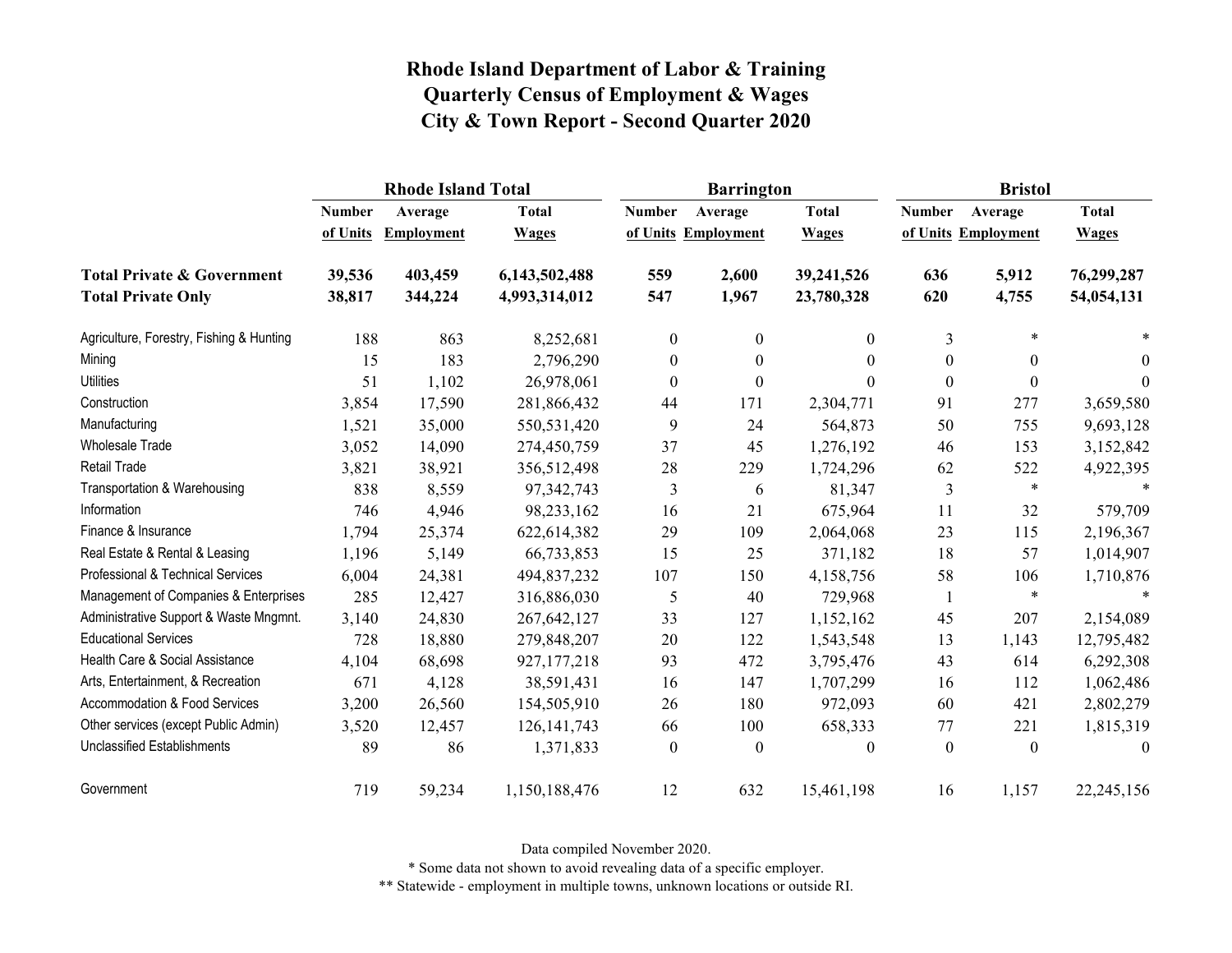# Rhode Island Department of Labor & Training
# Quarterly Census of Employment & Wages
# City & Town Report - Second Quarter 2020

| | Rhode Island Total | | | Barrington | | | Bristol | | |
|---|---|---|---|---|---|---|---|---|---|
| | Number of Units | Average Employment | Total Wages | Number of Units | Average Employment | Total Wages | Number of Units | Average Employment | Total Wages |
| **Total Private & Government** | **39,536** | **403,459** | **6,143,502,488** | **559** | **2,600** | **39,241,526** | **636** | **5,912** | **76,299,287** |
| **Total Private Only** | **38,817** | **344,224** | **4,993,314,012** | **547** | **1,967** | **23,780,328** | **620** | **4,755** | **54,054,131** |
| Agriculture, Forestry, Fishing & Hunting | 188 | 863 | 8,252,681 | 0 | 0 | 0 | 3 | * | * |
| Mining | 15 | 183 | 2,796,290 | 0 | 0 | 0 | 0 | 0 | 0 |
| Utilities | 51 | 1,102 | 26,978,061 | 0 | 0 | 0 | 0 | 0 | 0 |
| Construction | 3,854 | 17,590 | 281,866,432 | 44 | 171 | 2,304,771 | 91 | 277 | 3,659,580 |
| Manufacturing | 1,521 | 35,000 | 550,531,420 | 9 | 24 | 564,873 | 50 | 755 | 9,693,128 |
| Wholesale Trade | 3,052 | 14,090 | 274,450,759 | 37 | 45 | 1,276,192 | 46 | 153 | 3,152,842 |
| Retail Trade | 3,821 | 38,921 | 356,512,498 | 28 | 229 | 1,724,296 | 62 | 522 | 4,922,395 |
| Transportation & Warehousing | 838 | 8,559 | 97,342,743 | 3 | 6 | 81,347 | 3 | * | * |
| Information | 746 | 4,946 | 98,233,162 | 16 | 21 | 675,964 | 11 | 32 | 579,709 |
| Finance & Insurance | 1,794 | 25,374 | 622,614,382 | 29 | 109 | 2,064,068 | 23 | 115 | 2,196,367 |
| Real Estate & Rental & Leasing | 1,196 | 5,149 | 66,733,853 | 15 | 25 | 371,182 | 18 | 57 | 1,014,907 |
| Professional & Technical Services | 6,004 | 24,381 | 494,837,232 | 107 | 150 | 4,158,756 | 58 | 106 | 1,710,876 |
| Management of Companies & Enterprises | 285 | 12,427 | 316,886,030 | 5 | 40 | 729,968 | 1 | * | * |
| Administrative Support & Waste Mngmnt. | 3,140 | 24,830 | 267,642,127 | 33 | 127 | 1,152,162 | 45 | 207 | 2,154,089 |
| Educational Services | 728 | 18,880 | 279,848,207 | 20 | 122 | 1,543,548 | 13 | 1,143 | 12,795,482 |
| Health Care & Social Assistance | 4,104 | 68,698 | 927,177,218 | 93 | 472 | 3,795,476 | 43 | 614 | 6,292,308 |
| Arts, Entertainment, & Recreation | 671 | 4,128 | 38,591,431 | 16 | 147 | 1,707,299 | 16 | 112 | 1,062,486 |
| Accommodation & Food Services | 3,200 | 26,560 | 154,505,910 | 26 | 180 | 972,093 | 60 | 421 | 2,802,279 |
| Other services (except Public Admin) | 3,520 | 12,457 | 126,141,743 | 66 | 100 | 658,333 | 77 | 221 | 1,815,319 |
| Unclassified Establishments | 89 | 86 | 1,371,833 | 0 | 0 | 0 | 0 | 0 | 0 |
| Government | 719 | 59,234 | 1,150,188,476 | 12 | 632 | 15,461,198 | 16 | 1,157 | 22,245,156 |

Data compiled November 2020.

* Some data not shown to avoid revealing data of a specific employer.

** Statewide - employment in multiple towns, unknown locations or outside RI.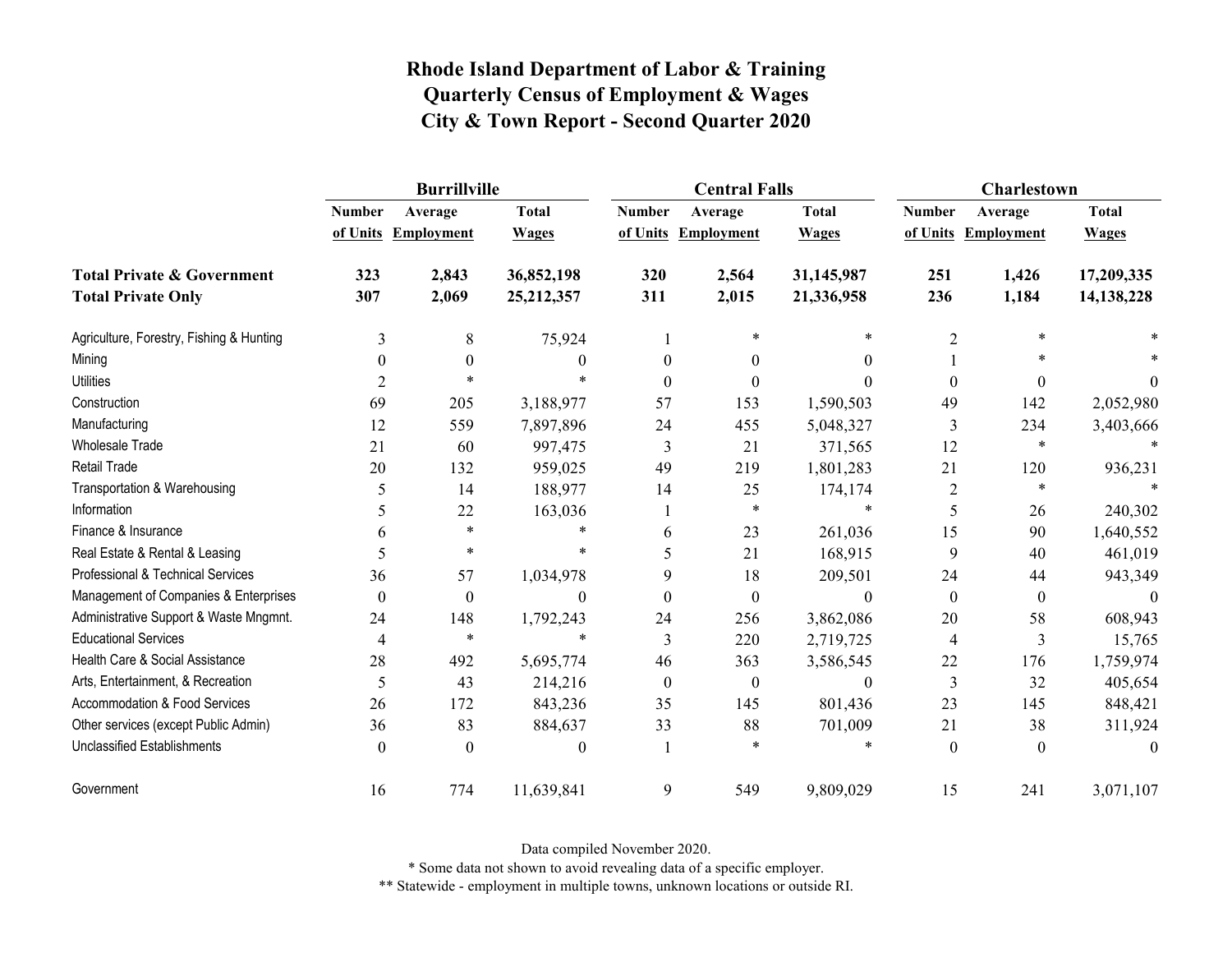# Rhode Island Department of Labor & Training
## Quarterly Census of Employment & Wages
## City & Town Report - Second Quarter 2020

| | Burrillville | | | Central Falls | | | Charlestown | | |
|---|---|---|---|---|---|---|---|---|---|
| | Number of Units | Average Employment | Total Wages | Number of Units | Average Employment | Total Wages | Number of Units | Average Employment | Total Wages |
| **Total Private & Government** | **323** | **2,843** | **36,852,198** | **320** | **2,564** | **31,145,987** | **251** | **1,426** | **17,209,335** |
| **Total Private Only** | **307** | **2,069** | **25,212,357** | **311** | **2,015** | **21,336,958** | **236** | **1,184** | **14,138,228** |
| Agriculture, Forestry, Fishing & Hunting | 3 | 8 | 75,924 | 1 | * | * | 2 | * | * |
| Mining | 0 | 0 | 0 | 0 | 0 | 0 | 1 | * | * |
| Utilities | 2 | * | * | 0 | 0 | 0 | 0 | 0 | 0 |
| Construction | 69 | 205 | 3,188,977 | 57 | 153 | 1,590,503 | 49 | 142 | 2,052,980 |
| Manufacturing | 12 | 559 | 7,897,896 | 24 | 455 | 5,048,327 | 3 | 234 | 3,403,666 |
| Wholesale Trade | 21 | 60 | 997,475 | 3 | 21 | 371,565 | 12 | * | * |
| Retail Trade | 20 | 132 | 959,025 | 49 | 219 | 1,801,283 | 21 | 120 | 936,231 |
| Transportation & Warehousing | 5 | 14 | 188,977 | 14 | 25 | 174,174 | 2 | * | * |
| Information | 5 | 22 | 163,036 | 1 | * | * | 5 | 26 | 240,302 |
| Finance & Insurance | 6 | * | * | 6 | 23 | 261,036 | 15 | 90 | 1,640,552 |
| Real Estate & Rental & Leasing | 5 | * | * | 5 | 21 | 168,915 | 9 | 40 | 461,019 |
| Professional & Technical Services | 36 | 57 | 1,034,978 | 9 | 18 | 209,501 | 24 | 44 | 943,349 |
| Management of Companies & Enterprises | 0 | 0 | 0 | 0 | 0 | 0 | 0 | 0 | 0 |
| Administrative Support & Waste Mngmnt. | 24 | 148 | 1,792,243 | 24 | 256 | 3,862,086 | 20 | 58 | 608,943 |
| Educational Services | 4 | * | * | 3 | 220 | 2,719,725 | 4 | 3 | 15,765 |
| Health Care & Social Assistance | 28 | 492 | 5,695,774 | 46 | 363 | 3,586,545 | 22 | 176 | 1,759,974 |
| Arts, Entertainment, & Recreation | 5 | 43 | 214,216 | 0 | 0 | 0 | 3 | 32 | 405,654 |
| Accommodation & Food Services | 26 | 172 | 843,236 | 35 | 145 | 801,436 | 23 | 145 | 848,421 |
| Other services (except Public Admin) | 36 | 83 | 884,637 | 33 | 88 | 701,009 | 21 | 38 | 311,924 |
| Unclassified Establishments | 0 | 0 | 0 | 1 | * | * | 0 | 0 | 0 |
| Government | 16 | 774 | 11,639,841 | 9 | 549 | 9,809,029 | 15 | 241 | 3,071,107 |

Data compiled November 2020.

* Some data not shown to avoid revealing data of a specific employer.

** Statewide - employment in multiple towns, unknown locations or outside RI.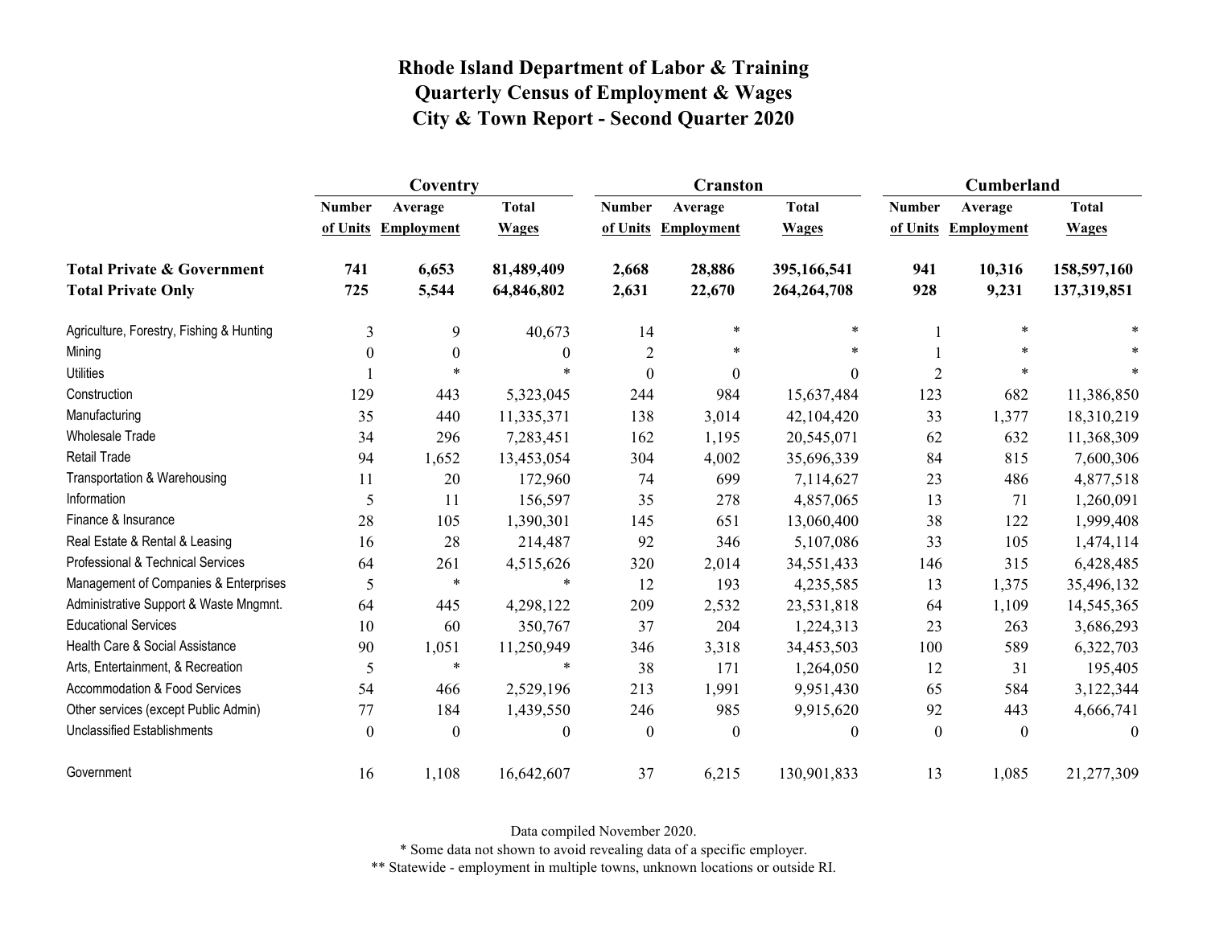# Rhode Island Department of Labor & Training
# Quarterly Census of Employment & Wages
# City & Town Report - Second Quarter 2020

| | Coventry | | | Cranston | | | Cumberland | | |
|---|---|---|---|---|---|---|---|---|---|
| | Number of Units | Average Employment | Total Wages | Number of Units | Average Employment | Total Wages | Number of Units | Average Employment | Total Wages |
| **Total Private & Government** | **741** | **6,653** | **81,489,409** | **2,668** | **28,886** | **395,166,541** | **941** | **10,316** | **158,597,160** |
| **Total Private Only** | **725** | **5,544** | **64,846,802** | **2,631** | **22,670** | **264,264,708** | **928** | **9,231** | **137,319,851** |
| Agriculture, Forestry, Fishing & Hunting | 3 | 9 | 40,673 | 14 | * | * | 1 | * | * |
| Mining | 0 | 0 | 0 | 2 | * | * | 1 | * | * |
| Utilities | 1 | * | * | 0 | 0 | 0 | 2 | * | * |
| Construction | 129 | 443 | 5,323,045 | 244 | 984 | 15,637,484 | 123 | 682 | 11,386,850 |
| Manufacturing | 35 | 440 | 11,335,371 | 138 | 3,014 | 42,104,420 | 33 | 1,377 | 18,310,219 |
| Wholesale Trade | 34 | 296 | 7,283,451 | 162 | 1,195 | 20,545,071 | 62 | 632 | 11,368,309 |
| Retail Trade | 94 | 1,652 | 13,453,054 | 304 | 4,002 | 35,696,339 | 84 | 815 | 7,600,306 |
| Transportation & Warehousing | 11 | 20 | 172,960 | 74 | 699 | 7,114,627 | 23 | 486 | 4,877,518 |
| Information | 5 | 11 | 156,597 | 35 | 278 | 4,857,065 | 13 | 71 | 1,260,091 |
| Finance & Insurance | 28 | 105 | 1,390,301 | 145 | 651 | 13,060,400 | 38 | 122 | 1,999,408 |
| Real Estate & Rental & Leasing | 16 | 28 | 214,487 | 92 | 346 | 5,107,086 | 33 | 105 | 1,474,114 |
| Professional & Technical Services | 64 | 261 | 4,515,626 | 320 | 2,014 | 34,551,433 | 146 | 315 | 6,428,485 |
| Management of Companies & Enterprises | 5 | * | * | 12 | 193 | 4,235,585 | 13 | 1,375 | 35,496,132 |
| Administrative Support & Waste Mngmnt. | 64 | 445 | 4,298,122 | 209 | 2,532 | 23,531,818 | 64 | 1,109 | 14,545,365 |
| Educational Services | 10 | 60 | 350,767 | 37 | 204 | 1,224,313 | 23 | 263 | 3,686,293 |
| Health Care & Social Assistance | 90 | 1,051 | 11,250,949 | 346 | 3,318 | 34,453,503 | 100 | 589 | 6,322,703 |
| Arts, Entertainment, & Recreation | 5 | * | * | 38 | 171 | 1,264,050 | 12 | 31 | 195,405 |
| Accommodation & Food Services | 54 | 466 | 2,529,196 | 213 | 1,991 | 9,951,430 | 65 | 584 | 3,122,344 |
| Other services (except Public Admin) | 77 | 184 | 1,439,550 | 246 | 985 | 9,915,620 | 92 | 443 | 4,666,741 |
| Unclassified Establishments | 0 | 0 | 0 | 0 | 0 | 0 | 0 | 0 | 0 |
| Government | 16 | 1,108 | 16,642,607 | 37 | 6,215 | 130,901,833 | 13 | 1,085 | 21,277,309 |

Data compiled November 2020.

* Some data not shown to avoid revealing data of a specific employer.

** Statewide - employment in multiple towns, unknown locations or outside RI.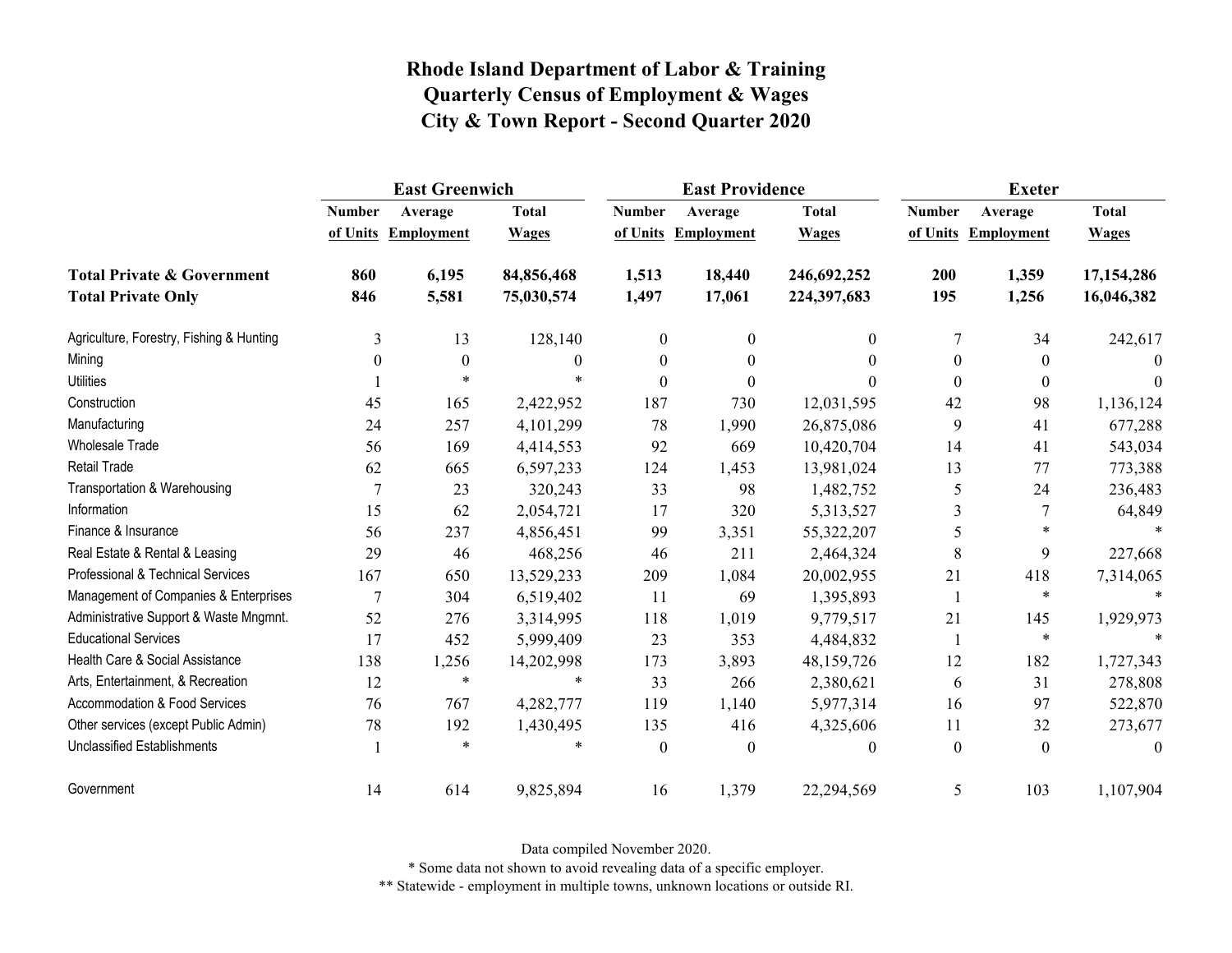# Rhode Island Department of Labor & Training
# Quarterly Census of Employment & Wages
# City & Town Report - Second Quarter 2020

| | East Greenwich | | | East Providence | | | Exeter | | |
|---|---|---|---|---|---|---|---|---|---|
| | Number of Units | Average Employment | Total Wages | Number of Units | Average Employment | Total Wages | Number of Units | Average Employment | Total Wages |
| **Total Private & Government** | **860** | **6,195** | **84,856,468** | **1,513** | **18,440** | **246,692,252** | **200** | **1,359** | **17,154,286** |
| **Total Private Only** | **846** | **5,581** | **75,030,574** | **1,497** | **17,061** | **224,397,683** | **195** | **1,256** | **16,046,382** |
| Agriculture, Forestry, Fishing & Hunting | 3 | 13 | 128,140 | 0 | 0 | 0 | 7 | 34 | 242,617 |
| Mining | 0 | 0 | 0 | 0 | 0 | 0 | 0 | 0 | 0 |
| Utilities | 1 | * | * | 0 | 0 | 0 | 0 | 0 | 0 |
| Construction | 45 | 165 | 2,422,952 | 187 | 730 | 12,031,595 | 42 | 98 | 1,136,124 |
| Manufacturing | 24 | 257 | 4,101,299 | 78 | 1,990 | 26,875,086 | 9 | 41 | 677,288 |
| Wholesale Trade | 56 | 169 | 4,414,553 | 92 | 669 | 10,420,704 | 14 | 41 | 543,034 |
| Retail Trade | 62 | 665 | 6,597,233 | 124 | 1,453 | 13,981,024 | 13 | 77 | 773,388 |
| Transportation & Warehousing | 7 | 23 | 320,243 | 33 | 98 | 1,482,752 | 5 | 24 | 236,483 |
| Information | 15 | 62 | 2,054,721 | 17 | 320 | 5,313,527 | 3 | 7 | 64,849 |
| Finance & Insurance | 56 | 237 | 4,856,451 | 99 | 3,351 | 55,322,207 | 5 | * | * |
| Real Estate & Rental & Leasing | 29 | 46 | 468,256 | 46 | 211 | 2,464,324 | 8 | 9 | 227,668 |
| Professional & Technical Services | 167 | 650 | 13,529,233 | 209 | 1,084 | 20,002,955 | 21 | 418 | 7,314,065 |
| Management of Companies & Enterprises | 7 | 304 | 6,519,402 | 11 | 69 | 1,395,893 | 1 | * | * |
| Administrative Support & Waste Mngmnt. | 52 | 276 | 3,314,995 | 118 | 1,019 | 9,779,517 | 21 | 145 | 1,929,973 |
| Educational Services | 17 | 452 | 5,999,409 | 23 | 353 | 4,484,832 | 1 | * | * |
| Health Care & Social Assistance | 138 | 1,256 | 14,202,998 | 173 | 3,893 | 48,159,726 | 12 | 182 | 1,727,343 |
| Arts, Entertainment, & Recreation | 12 | * | * | 33 | 266 | 2,380,621 | 6 | 31 | 278,808 |
| Accommodation & Food Services | 76 | 767 | 4,282,777 | 119 | 1,140 | 5,977,314 | 16 | 97 | 522,870 |
| Other services (except Public Admin) | 78 | 192 | 1,430,495 | 135 | 416 | 4,325,606 | 11 | 32 | 273,677 |
| Unclassified Establishments | 1 | * | * | 0 | 0 | 0 | 0 | 0 | 0 |
| Government | 14 | 614 | 9,825,894 | 16 | 1,379 | 22,294,569 | 5 | 103 | 1,107,904 |

Data compiled November 2020.

* Some data not shown to avoid revealing data of a specific employer.

** Statewide - employment in multiple towns, unknown locations or outside RI.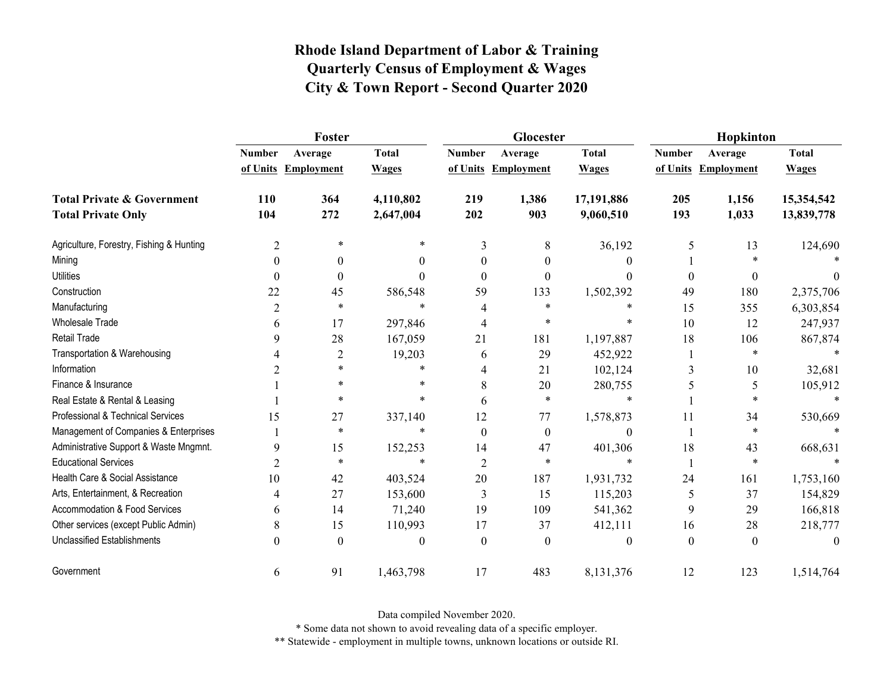# Rhode Island Department of Labor & Training
## Quarterly Census of Employment & Wages
## City & Town Report - Second Quarter 2020

| | Foster | | | Glocester | | | Hopkinton | | |
|---|---|---|---|---|---|---|---|---|---|
| | Number of Units | Average Employment | Total Wages | Number of Units | Average Employment | Total Wages | Number of Units | Average Employment | Total Wages |
| **Total Private & Government** | **110** | **364** | **4,110,802** | **219** | **1,386** | **17,191,886** | **205** | **1,156** | **15,354,542** |
| **Total Private Only** | **104** | **272** | **2,647,004** | **202** | **903** | **9,060,510** | **193** | **1,033** | **13,839,778** |
| Agriculture, Forestry, Fishing & Hunting | 2 | * | * | 3 | 8 | 36,192 | 5 | 13 | 124,690 |
| Mining | 0 | 0 | 0 | 0 | 0 | 0 | 1 | * | * |
| Utilities | 0 | 0 | 0 | 0 | 0 | 0 | 0 | 0 | 0 |
| Construction | 22 | 45 | 586,548 | 59 | 133 | 1,502,392 | 49 | 180 | 2,375,706 |
| Manufacturing | 2 | * | * | 4 | * | * | 15 | 355 | 6,303,854 |
| Wholesale Trade | 6 | 17 | 297,846 | 4 | * | * | 10 | 12 | 247,937 |
| Retail Trade | 9 | 28 | 167,059 | 21 | 181 | 1,197,887 | 18 | 106 | 867,874 |
| Transportation & Warehousing | 4 | 2 | 19,203 | 6 | 29 | 452,922 | 1 | * | * |
| Information | 2 | * | * | 4 | 21 | 102,124 | 3 | 10 | 32,681 |
| Finance & Insurance | 1 | * | * | 8 | 20 | 280,755 | 5 | 5 | 105,912 |
| Real Estate & Rental & Leasing | 1 | * | * | 6 | * | * | 1 | * | * |
| Professional & Technical Services | 15 | 27 | 337,140 | 12 | 77 | 1,578,873 | 11 | 34 | 530,669 |
| Management of Companies & Enterprises | 1 | * | * | 0 | 0 | 0 | 1 | * | * |
| Administrative Support & Waste Mngmnt. | 9 | 15 | 152,253 | 14 | 47 | 401,306 | 18 | 43 | 668,631 |
| Educational Services | 2 | * | * | 2 | * | * | 1 | * | * |
| Health Care & Social Assistance | 10 | 42 | 403,524 | 20 | 187 | 1,931,732 | 24 | 161 | 1,753,160 |
| Arts, Entertainment, & Recreation | 4 | 27 | 153,600 | 3 | 15 | 115,203 | 5 | 37 | 154,829 |
| Accommodation & Food Services | 6 | 14 | 71,240 | 19 | 109 | 541,362 | 9 | 29 | 166,818 |
| Other services (except Public Admin) | 8 | 15 | 110,993 | 17 | 37 | 412,111 | 16 | 28 | 218,777 |
| Unclassified Establishments | 0 | 0 | 0 | 0 | 0 | 0 | 0 | 0 | 0 |
| Government | 6 | 91 | 1,463,798 | 17 | 483 | 8,131,376 | 12 | 123 | 1,514,764 |

Data compiled November 2020.

* Some data not shown to avoid revealing data of a specific employer.

** Statewide - employment in multiple towns, unknown locations or outside RI.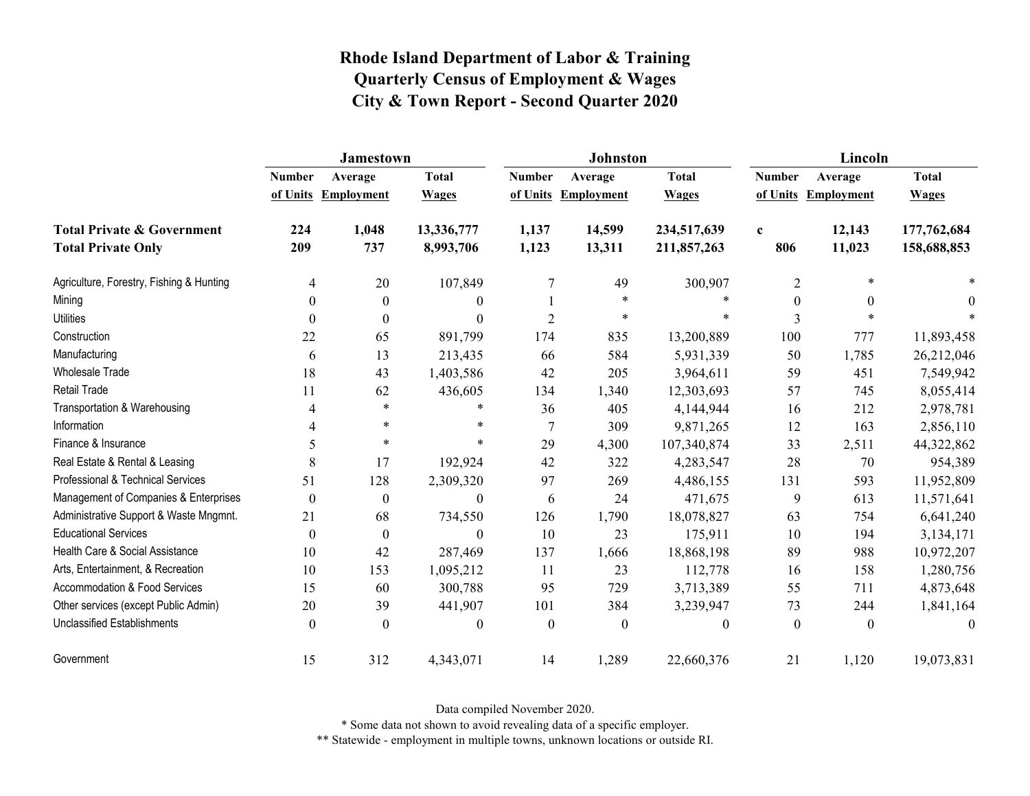# Rhode Island Department of Labor & Training
## Quarterly Census of Employment & Wages
## City & Town Report - Second Quarter 2020

| | Jamestown | | | Johnston | | | Lincoln | | |
|---|---|---|---|---|---|---|---|---|---|
| | Number of Units | Average Employment | Total Wages | Number of Units | Average Employment | Total Wages | Number of Units | Average Employment | Total Wages |
| **Total Private & Government** | **224** | **1,048** | **13,336,777** | **1,137** | **14,599** | **234,517,639** | **c** | **12,143** | **177,762,684** |
| **Total Private Only** | **209** | **737** | **8,993,706** | **1,123** | **13,311** | **211,857,263** | **806** | **11,023** | **158,688,853** |
| Agriculture, Forestry, Fishing & Hunting | 4 | 20 | 107,849 | 7 | 49 | 300,907 | 2 | * | * |
| Mining | 0 | 0 | 0 | 1 | * | * | 0 | 0 | 0 |
| Utilities | 0 | 0 | 0 | 2 | * | * | 3 | * | * |
| Construction | 22 | 65 | 891,799 | 174 | 835 | 13,200,889 | 100 | 777 | 11,893,458 |
| Manufacturing | 6 | 13 | 213,435 | 66 | 584 | 5,931,339 | 50 | 1,785 | 26,212,046 |
| Wholesale Trade | 18 | 43 | 1,403,586 | 42 | 205 | 3,964,611 | 59 | 451 | 7,549,942 |
| Retail Trade | 11 | 62 | 436,605 | 134 | 1,340 | 12,303,693 | 57 | 745 | 8,055,414 |
| Transportation & Warehousing | 4 | * | * | 36 | 405 | 4,144,944 | 16 | 212 | 2,978,781 |
| Information | 4 | * | * | 7 | 309 | 9,871,265 | 12 | 163 | 2,856,110 |
| Finance & Insurance | 5 | * | * | 29 | 4,300 | 107,340,874 | 33 | 2,511 | 44,322,862 |
| Real Estate & Rental & Leasing | 8 | 17 | 192,924 | 42 | 322 | 4,283,547 | 28 | 70 | 954,389 |
| Professional & Technical Services | 51 | 128 | 2,309,320 | 97 | 269 | 4,486,155 | 131 | 593 | 11,952,809 |
| Management of Companies & Enterprises | 0 | 0 | 0 | 6 | 24 | 471,675 | 9 | 613 | 11,571,641 |
| Administrative Support & Waste Mngmnt. | 21 | 68 | 734,550 | 126 | 1,790 | 18,078,827 | 63 | 754 | 6,641,240 |
| Educational Services | 0 | 0 | 0 | 10 | 23 | 175,911 | 10 | 194 | 3,134,171 |
| Health Care & Social Assistance | 10 | 42 | 287,469 | 137 | 1,666 | 18,868,198 | 89 | 988 | 10,972,207 |
| Arts, Entertainment, & Recreation | 10 | 153 | 1,095,212 | 11 | 23 | 112,778 | 16 | 158 | 1,280,756 |
| Accommodation & Food Services | 15 | 60 | 300,788 | 95 | 729 | 3,713,389 | 55 | 711 | 4,873,648 |
| Other services (except Public Admin) | 20 | 39 | 441,907 | 101 | 384 | 3,239,947 | 73 | 244 | 1,841,164 |
| Unclassified Establishments | 0 | 0 | 0 | 0 | 0 | 0 | 0 | 0 | 0 |
| Government | 15 | 312 | 4,343,071 | 14 | 1,289 | 22,660,376 | 21 | 1,120 | 19,073,831 |

Data compiled November 2020.

* Some data not shown to avoid revealing data of a specific employer.

** Statewide - employment in multiple towns, unknown locations or outside RI.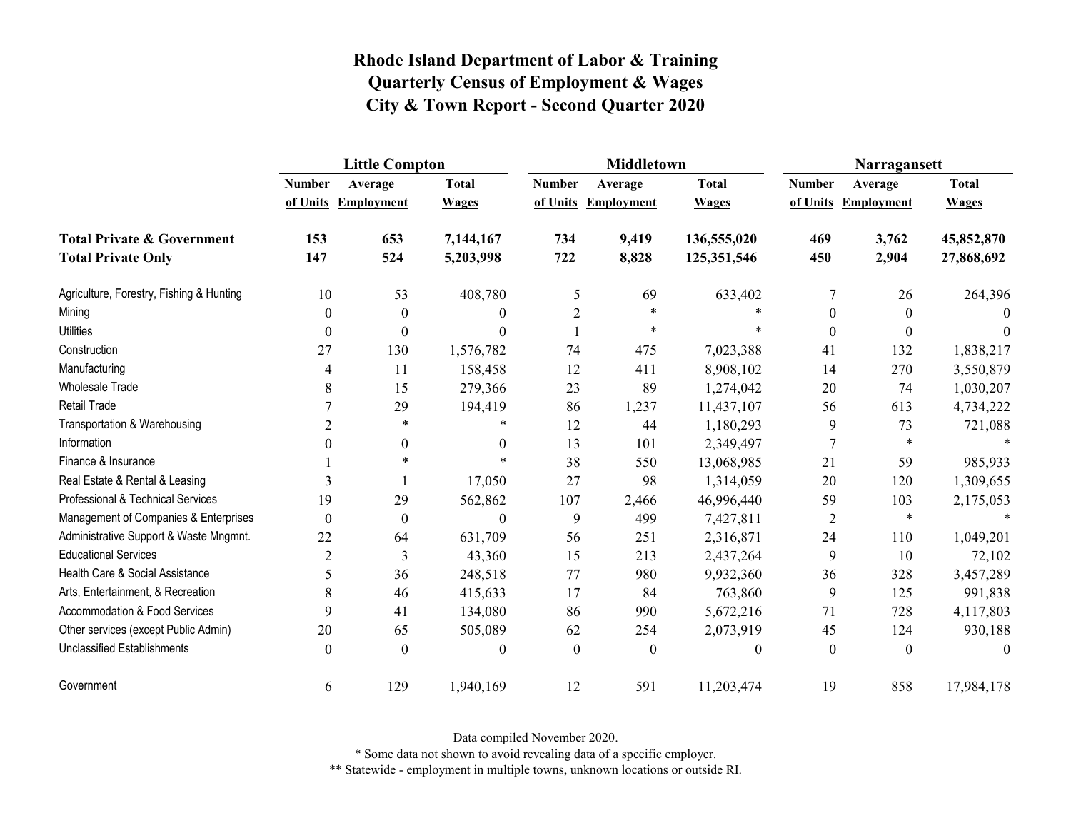# Rhode Island Department of Labor & Training
## Quarterly Census of Employment & Wages
## City & Town Report - Second Quarter 2020

| | Little Compton | | | Middletown | | | Narragansett | | |
|---|---|---|---|---|---|---|---|---|---|
| | Number of Units | Average Employment | Total Wages | Number of Units | Average Employment | Total Wages | Number of Units | Average Employment | Total Wages |
| **Total Private & Government** | **153** | **653** | **7,144,167** | **734** | **9,419** | **136,555,020** | **469** | **3,762** | **45,852,870** |
| **Total Private Only** | **147** | **524** | **5,203,998** | **722** | **8,828** | **125,351,546** | **450** | **2,904** | **27,868,692** |
| Agriculture, Forestry, Fishing & Hunting | 10 | 53 | 408,780 | 5 | 69 | 633,402 | 7 | 26 | 264,396 |
| Mining | 0 | 0 | 0 | 2 | * | * | 0 | 0 | 0 |
| Utilities | 0 | 0 | 0 | 1 | * | * | 0 | 0 | 0 |
| Construction | 27 | 130 | 1,576,782 | 74 | 475 | 7,023,388 | 41 | 132 | 1,838,217 |
| Manufacturing | 4 | 11 | 158,458 | 12 | 411 | 8,908,102 | 14 | 270 | 3,550,879 |
| Wholesale Trade | 8 | 15 | 279,366 | 23 | 89 | 1,274,042 | 20 | 74 | 1,030,207 |
| Retail Trade | 7 | 29 | 194,419 | 86 | 1,237 | 11,437,107 | 56 | 613 | 4,734,222 |
| Transportation & Warehousing | 2 | * | * | 12 | 44 | 1,180,293 | 9 | 73 | 721,088 |
| Information | 0 | 0 | 0 | 13 | 101 | 2,349,497 | 7 | * | * |
| Finance & Insurance | 1 | * | * | 38 | 550 | 13,068,985 | 21 | 59 | 985,933 |
| Real Estate & Rental & Leasing | 3 | 1 | 17,050 | 27 | 98 | 1,314,059 | 20 | 120 | 1,309,655 |
| Professional & Technical Services | 19 | 29 | 562,862 | 107 | 2,466 | 46,996,440 | 59 | 103 | 2,175,053 |
| Management of Companies & Enterprises | 0 | 0 | 0 | 9 | 499 | 7,427,811 | 2 | * | * |
| Administrative Support & Waste Mngmnt. | 22 | 64 | 631,709 | 56 | 251 | 2,316,871 | 24 | 110 | 1,049,201 |
| Educational Services | 2 | 3 | 43,360 | 15 | 213 | 2,437,264 | 9 | 10 | 72,102 |
| Health Care & Social Assistance | 5 | 36 | 248,518 | 77 | 980 | 9,932,360 | 36 | 328 | 3,457,289 |
| Arts, Entertainment, & Recreation | 8 | 46 | 415,633 | 17 | 84 | 763,860 | 9 | 125 | 991,838 |
| Accommodation & Food Services | 9 | 41 | 134,080 | 86 | 990 | 5,672,216 | 71 | 728 | 4,117,803 |
| Other services (except Public Admin) | 20 | 65 | 505,089 | 62 | 254 | 2,073,919 | 45 | 124 | 930,188 |
| Unclassified Establishments | 0 | 0 | 0 | 0 | 0 | 0 | 0 | 0 | 0 |
| Government | 6 | 129 | 1,940,169 | 12 | 591 | 11,203,474 | 19 | 858 | 17,984,178 |

Data compiled November 2020.

* Some data not shown to avoid revealing data of a specific employer.

** Statewide - employment in multiple towns, unknown locations or outside RI.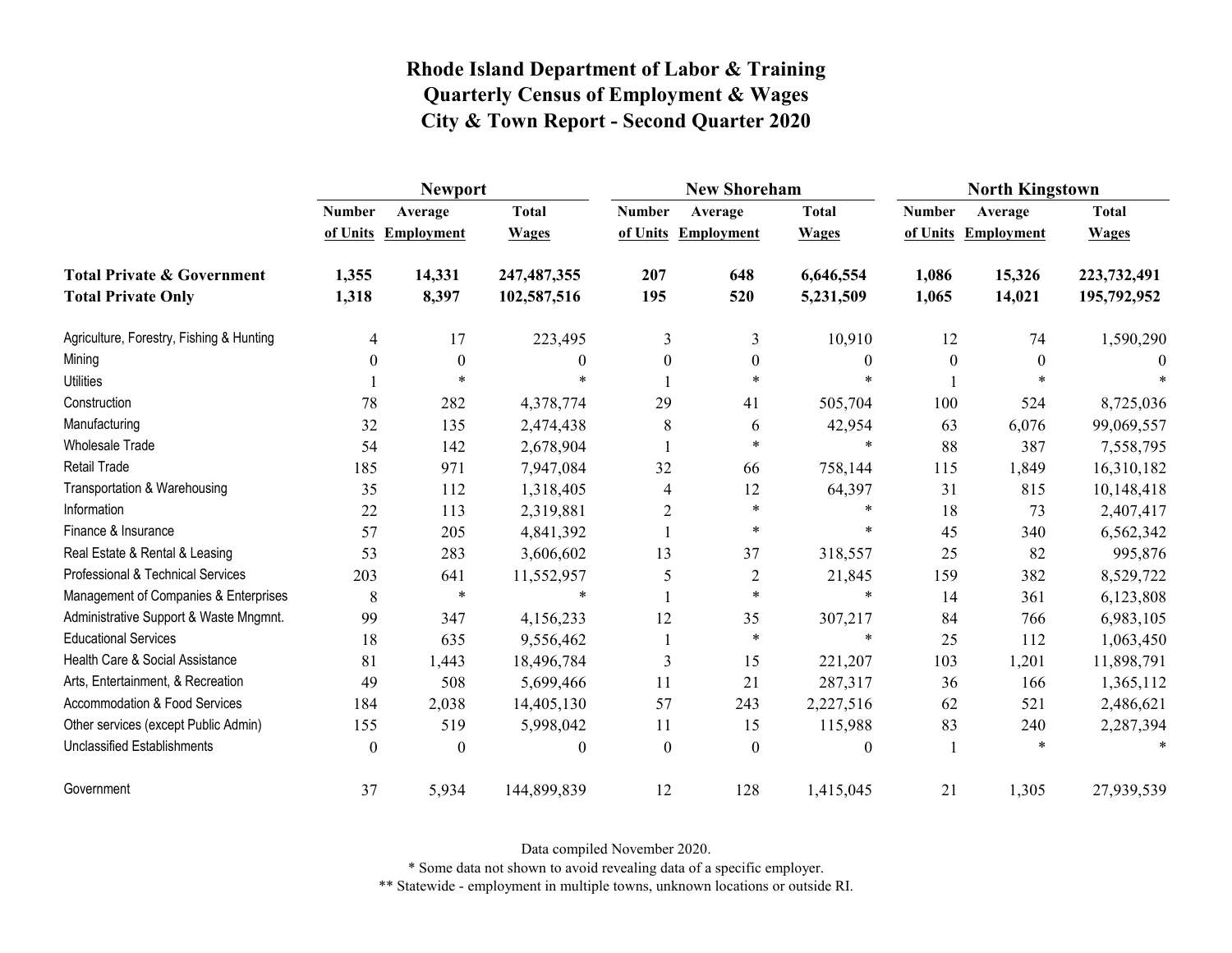# Rhode Island Department of Labor & Training
## Quarterly Census of Employment & Wages
## City & Town Report - Second Quarter 2020

| | Newport | | | New Shoreham | | | North Kingstown | | |
|---|---|---|---|---|---|---|---|---|---|
| | Number of Units | Average Employment | Total Wages | Number of Units | Average Employment | Total Wages | Number of Units | Average Employment | Total Wages |
| **Total Private & Government** | **1,355** | **14,331** | **247,487,355** | **207** | **648** | **6,646,554** | **1,086** | **15,326** | **223,732,491** |
| **Total Private Only** | **1,318** | **8,397** | **102,587,516** | **195** | **520** | **5,231,509** | **1,065** | **14,021** | **195,792,952** |
| Agriculture, Forestry, Fishing & Hunting | 4 | 17 | 223,495 | 3 | 3 | 10,910 | 12 | 74 | 1,590,290 |
| Mining | 0 | 0 | 0 | 0 | 0 | 0 | 0 | 0 | 0 |
| Utilities | 1 | * | * | 1 | * | * | 1 | * | * |
| Construction | 78 | 282 | 4,378,774 | 29 | 41 | 505,704 | 100 | 524 | 8,725,036 |
| Manufacturing | 32 | 135 | 2,474,438 | 8 | 6 | 42,954 | 63 | 6,076 | 99,069,557 |
| Wholesale Trade | 54 | 142 | 2,678,904 | 1 | * | * | 88 | 387 | 7,558,795 |
| Retail Trade | 185 | 971 | 7,947,084 | 32 | 66 | 758,144 | 115 | 1,849 | 16,310,182 |
| Transportation & Warehousing | 35 | 112 | 1,318,405 | 4 | 12 | 64,397 | 31 | 815 | 10,148,418 |
| Information | 22 | 113 | 2,319,881 | 2 | * | * | 18 | 73 | 2,407,417 |
| Finance & Insurance | 57 | 205 | 4,841,392 | 1 | * | * | 45 | 340 | 6,562,342 |
| Real Estate & Rental & Leasing | 53 | 283 | 3,606,602 | 13 | 37 | 318,557 | 25 | 82 | 995,876 |
| Professional & Technical Services | 203 | 641 | 11,552,957 | 5 | 2 | 21,845 | 159 | 382 | 8,529,722 |
| Management of Companies & Enterprises | 8 | * | * | 1 | * | * | 14 | 361 | 6,123,808 |
| Administrative Support & Waste Mngmnt. | 99 | 347 | 4,156,233 | 12 | 35 | 307,217 | 84 | 766 | 6,983,105 |
| Educational Services | 18 | 635 | 9,556,462 | 1 | * | * | 25 | 112 | 1,063,450 |
| Health Care & Social Assistance | 81 | 1,443 | 18,496,784 | 3 | 15 | 221,207 | 103 | 1,201 | 11,898,791 |
| Arts, Entertainment, & Recreation | 49 | 508 | 5,699,466 | 11 | 21 | 287,317 | 36 | 166 | 1,365,112 |
| Accommodation & Food Services | 184 | 2,038 | 14,405,130 | 57 | 243 | 2,227,516 | 62 | 521 | 2,486,621 |
| Other services (except Public Admin) | 155 | 519 | 5,998,042 | 11 | 15 | 115,988 | 83 | 240 | 2,287,394 |
| Unclassified Establishments | 0 | 0 | 0 | 0 | 0 | 0 | 1 | * | * |
| Government | 37 | 5,934 | 144,899,839 | 12 | 128 | 1,415,045 | 21 | 1,305 | 27,939,539 |

Data compiled November 2020.

* Some data not shown to avoid revealing data of a specific employer.

** Statewide - employment in multiple towns, unknown locations or outside RI.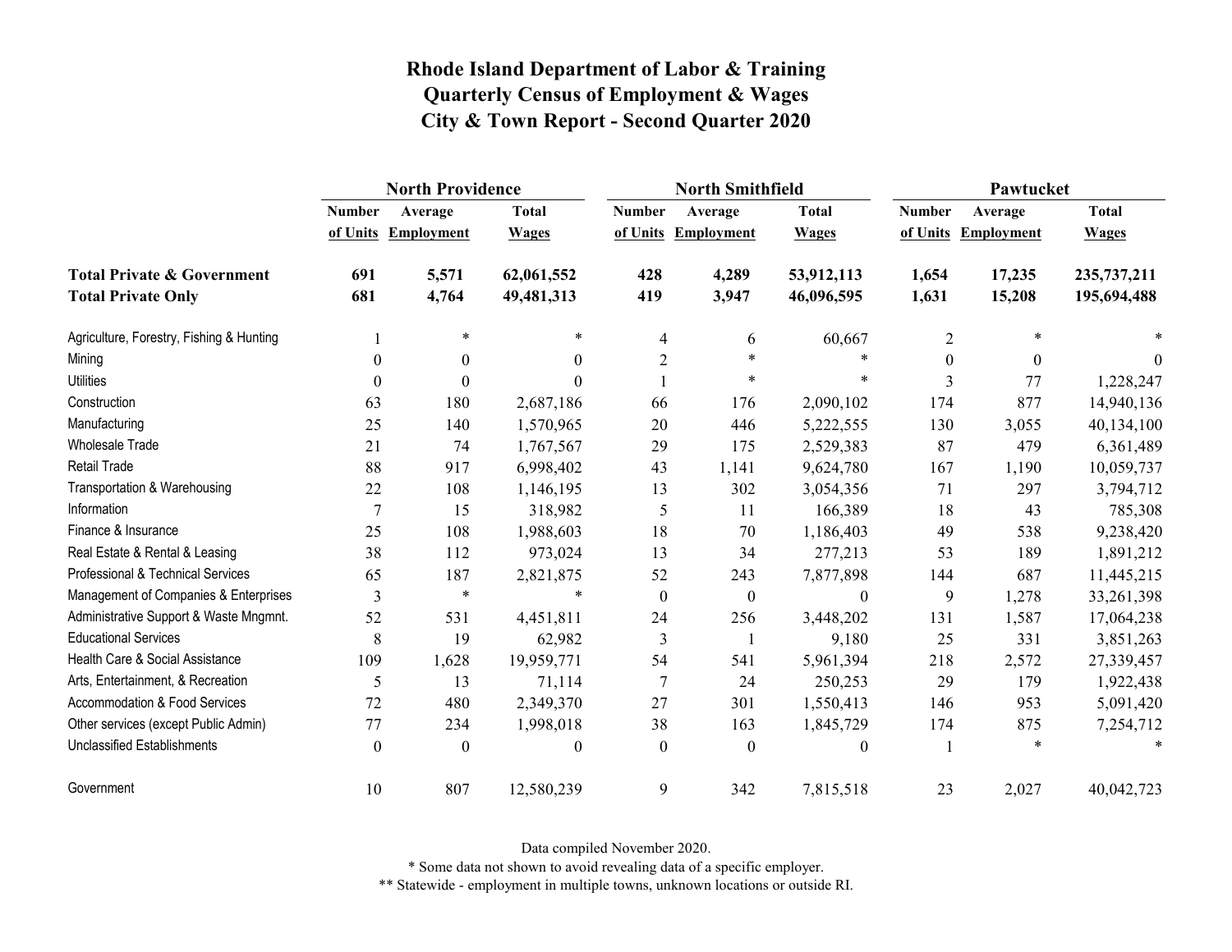# Rhode Island Department of Labor & Training
# Quarterly Census of Employment & Wages
# City & Town Report - Second Quarter 2020

| | North Providence | | | North Smithfield | | | Pawtucket | | |
|---|---|---|---|---|---|---|---|---|---|
| | Number of Units | Average Employment | Total Wages | Number of Units | Average Employment | Total Wages | Number of Units | Average Employment | Total Wages |
| **Total Private & Government** | **691** | **5,571** | **62,061,552** | **428** | **4,289** | **53,912,113** | **1,654** | **17,235** | **235,737,211** |
| **Total Private Only** | **681** | **4,764** | **49,481,313** | **419** | **3,947** | **46,096,595** | **1,631** | **15,208** | **195,694,488** |
| Agriculture, Forestry, Fishing & Hunting | 1 | * | * | 4 | 6 | 60,667 | 2 | * | * |
| Mining | 0 | 0 | 0 | 2 | * | * | 0 | 0 | 0 |
| Utilities | 0 | 0 | 0 | 1 | * | * | 3 | 77 | 1,228,247 |
| Construction | 63 | 180 | 2,687,186 | 66 | 176 | 2,090,102 | 174 | 877 | 14,940,136 |
| Manufacturing | 25 | 140 | 1,570,965 | 20 | 446 | 5,222,555 | 130 | 3,055 | 40,134,100 |
| Wholesale Trade | 21 | 74 | 1,767,567 | 29 | 175 | 2,529,383 | 87 | 479 | 6,361,489 |
| Retail Trade | 88 | 917 | 6,998,402 | 43 | 1,141 | 9,624,780 | 167 | 1,190 | 10,059,737 |
| Transportation & Warehousing | 22 | 108 | 1,146,195 | 13 | 302 | 3,054,356 | 71 | 297 | 3,794,712 |
| Information | 7 | 15 | 318,982 | 5 | 11 | 166,389 | 18 | 43 | 785,308 |
| Finance & Insurance | 25 | 108 | 1,988,603 | 18 | 70 | 1,186,403 | 49 | 538 | 9,238,420 |
| Real Estate & Rental & Leasing | 38 | 112 | 973,024 | 13 | 34 | 277,213 | 53 | 189 | 1,891,212 |
| Professional & Technical Services | 65 | 187 | 2,821,875 | 52 | 243 | 7,877,898 | 144 | 687 | 11,445,215 |
| Management of Companies & Enterprises | 3 | * | * | 0 | 0 | 0 | 9 | 1,278 | 33,261,398 |
| Administrative Support & Waste Mngmnt. | 52 | 531 | 4,451,811 | 24 | 256 | 3,448,202 | 131 | 1,587 | 17,064,238 |
| Educational Services | 8 | 19 | 62,982 | 3 | 1 | 9,180 | 25 | 331 | 3,851,263 |
| Health Care & Social Assistance | 109 | 1,628 | 19,959,771 | 54 | 541 | 5,961,394 | 218 | 2,572 | 27,339,457 |
| Arts, Entertainment, & Recreation | 5 | 13 | 71,114 | 7 | 24 | 250,253 | 29 | 179 | 1,922,438 |
| Accommodation & Food Services | 72 | 480 | 2,349,370 | 27 | 301 | 1,550,413 | 146 | 953 | 5,091,420 |
| Other services (except Public Admin) | 77 | 234 | 1,998,018 | 38 | 163 | 1,845,729 | 174 | 875 | 7,254,712 |
| Unclassified Establishments | 0 | 0 | 0 | 0 | 0 | 0 | 1 | * | * |
| Government | 10 | 807 | 12,580,239 | 9 | 342 | 7,815,518 | 23 | 2,027 | 40,042,723 |

Data compiled November 2020.

* Some data not shown to avoid revealing data of a specific employer.

** Statewide - employment in multiple towns, unknown locations or outside RI.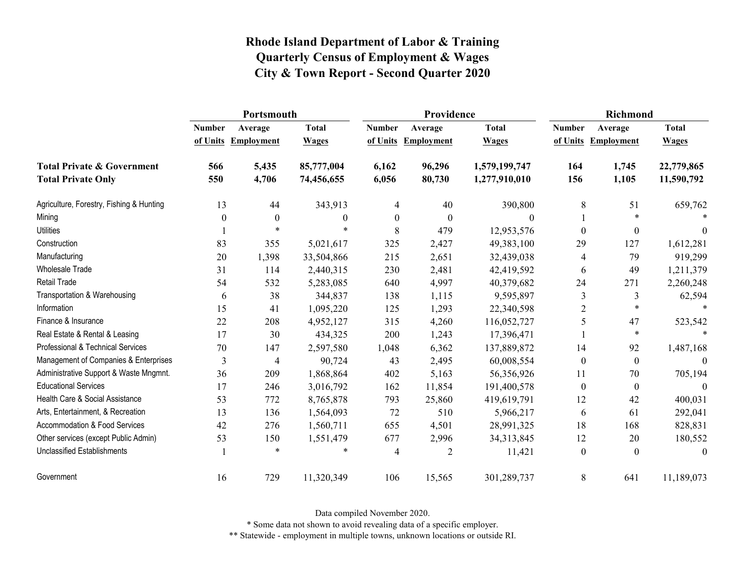# Rhode Island Department of Labor & Training
## Quarterly Census of Employment & Wages
## City & Town Report - Second Quarter 2020

| | Portsmouth | | | Providence | | | Richmond | | |
|---|---|---|---|---|---|---|---|---|---|
| | Number of Units | Average Employment | Total Wages | Number of Units | Average Employment | Total Wages | Number of Units | Average Employment | Total Wages |
| **Total Private & Government** | **566** | **5,435** | **85,777,004** | **6,162** | **96,296** | **1,579,199,747** | **164** | **1,745** | **22,779,865** |
| **Total Private Only** | **550** | **4,706** | **74,456,655** | **6,056** | **80,730** | **1,277,910,010** | **156** | **1,105** | **11,590,792** |
| Agriculture, Forestry, Fishing & Hunting | 13 | 44 | 343,913 | 4 | 40 | 390,800 | 8 | 51 | 659,762 |
| Mining | 0 | 0 | 0 | 0 | 0 | 0 | 1 | * | * |
| Utilities | 1 | * | * | 8 | 479 | 12,953,576 | 0 | 0 | 0 |
| Construction | 83 | 355 | 5,021,617 | 325 | 2,427 | 49,383,100 | 29 | 127 | 1,612,281 |
| Manufacturing | 20 | 1,398 | 33,504,866 | 215 | 2,651 | 32,439,038 | 4 | 79 | 919,299 |
| Wholesale Trade | 31 | 114 | 2,440,315 | 230 | 2,481 | 42,419,592 | 6 | 49 | 1,211,379 |
| Retail Trade | 54 | 532 | 5,283,085 | 640 | 4,997 | 40,379,682 | 24 | 271 | 2,260,248 |
| Transportation & Warehousing | 6 | 38 | 344,837 | 138 | 1,115 | 9,595,897 | 3 | 3 | 62,594 |
| Information | 15 | 41 | 1,095,220 | 125 | 1,293 | 22,340,598 | 2 | * | * |
| Finance & Insurance | 22 | 208 | 4,952,127 | 315 | 4,260 | 116,052,727 | 5 | 47 | 523,542 |
| Real Estate & Rental & Leasing | 17 | 30 | 434,325 | 200 | 1,243 | 17,396,471 | 1 | * | * |
| Professional & Technical Services | 70 | 147 | 2,597,580 | 1,048 | 6,362 | 137,889,872 | 14 | 92 | 1,487,168 |
| Management of Companies & Enterprises | 3 | 4 | 90,724 | 43 | 2,495 | 60,008,554 | 0 | 0 | 0 |
| Administrative Support & Waste Mngmnt. | 36 | 209 | 1,868,864 | 402 | 5,163 | 56,356,926 | 11 | 70 | 705,194 |
| Educational Services | 17 | 246 | 3,016,792 | 162 | 11,854 | 191,400,578 | 0 | 0 | 0 |
| Health Care & Social Assistance | 53 | 772 | 8,765,878 | 793 | 25,860 | 419,619,791 | 12 | 42 | 400,031 |
| Arts, Entertainment, & Recreation | 13 | 136 | 1,564,093 | 72 | 510 | 5,966,217 | 6 | 61 | 292,041 |
| Accommodation & Food Services | 42 | 276 | 1,560,711 | 655 | 4,501 | 28,991,325 | 18 | 168 | 828,831 |
| Other services (except Public Admin) | 53 | 150 | 1,551,479 | 677 | 2,996 | 34,313,845 | 12 | 20 | 180,552 |
| Unclassified Establishments | 1 | * | * | 4 | 2 | 11,421 | 0 | 0 | 0 |
| Government | 16 | 729 | 11,320,349 | 106 | 15,565 | 301,289,737 | 8 | 641 | 11,189,073 |

Data compiled November 2020.

\* Some data not shown to avoid revealing data of a specific employer.

\*\* Statewide - employment in multiple towns, unknown locations or outside RI.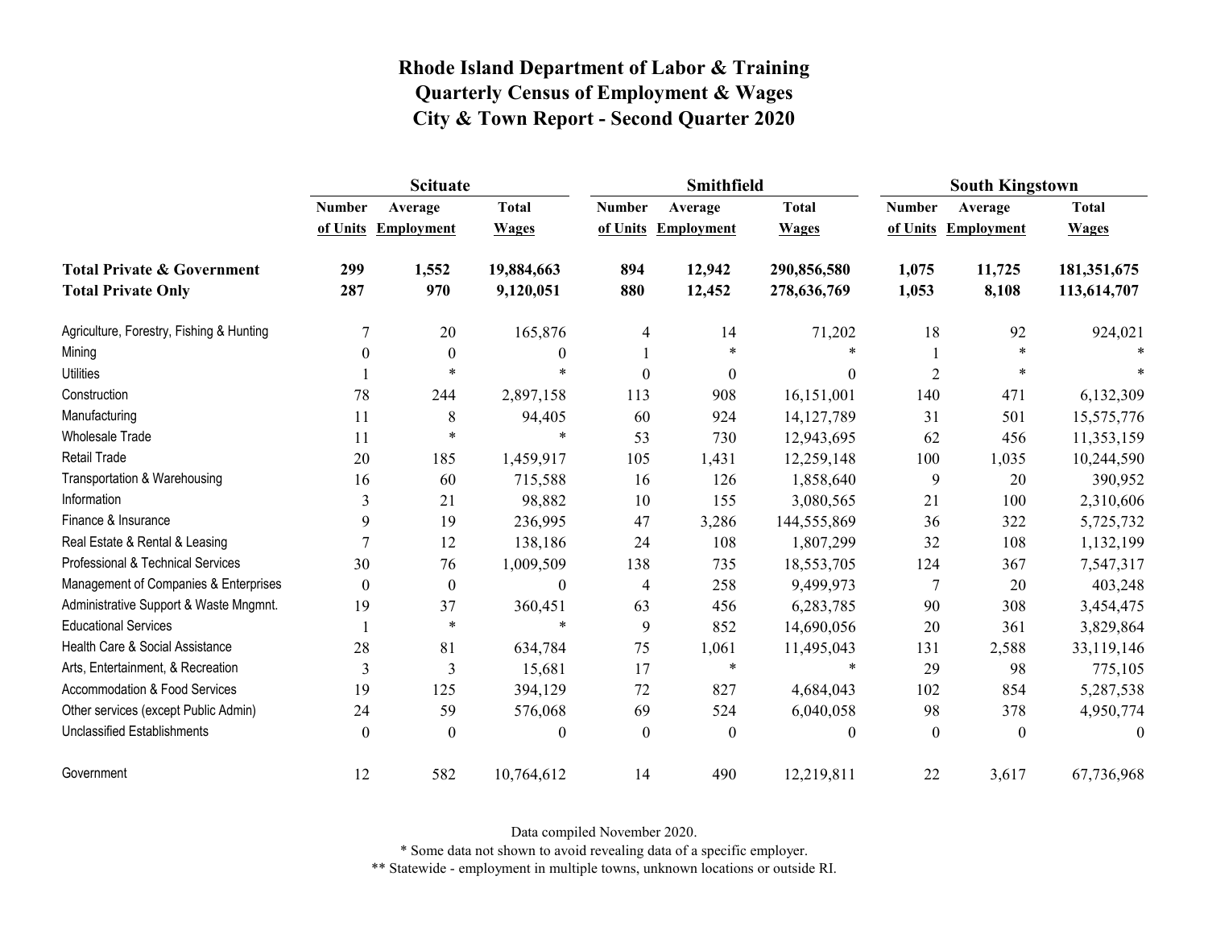# Rhode Island Department of Labor & Training
## Quarterly Census of Employment & Wages
## City & Town Report - Second Quarter 2020

| | Scituate | | | Smithfield | | | South Kingstown | | |
|---|---|---|---|---|---|---|---|---|---|
| | Number of Units | Average Employment | Total Wages | Number of Units | Average Employment | Total Wages | Number of Units | Average Employment | Total Wages |
| **Total Private & Government** | **299** | **1,552** | **19,884,663** | **894** | **12,942** | **290,856,580** | **1,075** | **11,725** | **181,351,675** |
| **Total Private Only** | **287** | **970** | **9,120,051** | **880** | **12,452** | **278,636,769** | **1,053** | **8,108** | **113,614,707** |
| Agriculture, Forestry, Fishing & Hunting | 7 | 20 | 165,876 | 4 | 14 | 71,202 | 18 | 92 | 924,021 |
| Mining | 0 | 0 | 0 | 1 | * | * | 1 | * | * |
| Utilities | 1 | * | * | 0 | 0 | 0 | 2 | * | * |
| Construction | 78 | 244 | 2,897,158 | 113 | 908 | 16,151,001 | 140 | 471 | 6,132,309 |
| Manufacturing | 11 | 8 | 94,405 | 60 | 924 | 14,127,789 | 31 | 501 | 15,575,776 |
| Wholesale Trade | 11 | * | * | 53 | 730 | 12,943,695 | 62 | 456 | 11,353,159 |
| Retail Trade | 20 | 185 | 1,459,917 | 105 | 1,431 | 12,259,148 | 100 | 1,035 | 10,244,590 |
| Transportation & Warehousing | 16 | 60 | 715,588 | 16 | 126 | 1,858,640 | 9 | 20 | 390,952 |
| Information | 3 | 21 | 98,882 | 10 | 155 | 3,080,565 | 21 | 100 | 2,310,606 |
| Finance & Insurance | 9 | 19 | 236,995 | 47 | 3,286 | 144,555,869 | 36 | 322 | 5,725,732 |
| Real Estate & Rental & Leasing | 7 | 12 | 138,186 | 24 | 108 | 1,807,299 | 32 | 108 | 1,132,199 |
| Professional & Technical Services | 30 | 76 | 1,009,509 | 138 | 735 | 18,553,705 | 124 | 367 | 7,547,317 |
| Management of Companies & Enterprises | 0 | 0 | 0 | 4 | 258 | 9,499,973 | 7 | 20 | 403,248 |
| Administrative Support & Waste Mngmnt. | 19 | 37 | 360,451 | 63 | 456 | 6,283,785 | 90 | 308 | 3,454,475 |
| Educational Services | 1 | * | * | 9 | 852 | 14,690,056 | 20 | 361 | 3,829,864 |
| Health Care & Social Assistance | 28 | 81 | 634,784 | 75 | 1,061 | 11,495,043 | 131 | 2,588 | 33,119,146 |
| Arts, Entertainment, & Recreation | 3 | 3 | 15,681 | 17 | * | * | 29 | 98 | 775,105 |
| Accommodation & Food Services | 19 | 125 | 394,129 | 72 | 827 | 4,684,043 | 102 | 854 | 5,287,538 |
| Other services (except Public Admin) | 24 | 59 | 576,068 | 69 | 524 | 6,040,058 | 98 | 378 | 4,950,774 |
| Unclassified Establishments | 0 | 0 | 0 | 0 | 0 | 0 | 0 | 0 | 0 |
| Government | 12 | 582 | 10,764,612 | 14 | 490 | 12,219,811 | 22 | 3,617 | 67,736,968 |

Data compiled November 2020.

* Some data not shown to avoid revealing data of a specific employer.

** Statewide - employment in multiple towns, unknown locations or outside RI.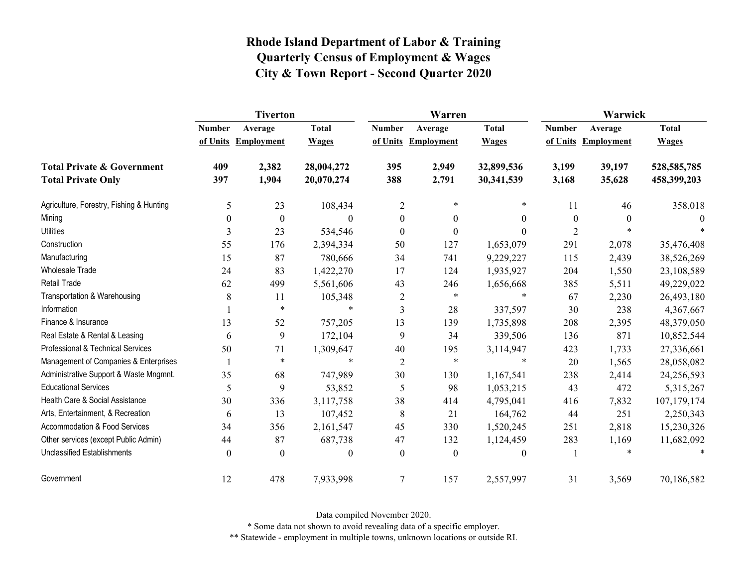# Rhode Island Department of Labor & Training
# Quarterly Census of Employment & Wages
# City & Town Report - Second Quarter 2020

| | Tiverton | | | Warren | | | Warwick | | |
|---|---|---|---|---|---|---|---|---|---|
| | Number of Units | Average Employment | Total Wages | Number of Units | Average Employment | Total Wages | Number of Units | Average Employment | Total Wages |
| **Total Private & Government** | **409** | **2,382** | **28,004,272** | **395** | **2,949** | **32,899,536** | **3,199** | **39,197** | **528,585,785** |
| **Total Private Only** | **397** | **1,904** | **20,070,274** | **388** | **2,791** | **30,341,539** | **3,168** | **35,628** | **458,399,203** |
| Agriculture, Forestry, Fishing & Hunting | 5 | 23 | 108,434 | 2 | * | * | 11 | 46 | 358,018 |
| Mining | 0 | 0 | 0 | 0 | 0 | 0 | 0 | 0 | 0 |
| Utilities | 3 | 23 | 534,546 | 0 | 0 | 0 | 2 | * | * |
| Construction | 55 | 176 | 2,394,334 | 50 | 127 | 1,653,079 | 291 | 2,078 | 35,476,408 |
| Manufacturing | 15 | 87 | 780,666 | 34 | 741 | 9,229,227 | 115 | 2,439 | 38,526,269 |
| Wholesale Trade | 24 | 83 | 1,422,270 | 17 | 124 | 1,935,927 | 204 | 1,550 | 23,108,589 |
| Retail Trade | 62 | 499 | 5,561,606 | 43 | 246 | 1,656,668 | 385 | 5,511 | 49,229,022 |
| Transportation & Warehousing | 8 | 11 | 105,348 | 2 | * | * | 67 | 2,230 | 26,493,180 |
| Information | 1 | * | * | 3 | 28 | 337,597 | 30 | 238 | 4,367,667 |
| Finance & Insurance | 13 | 52 | 757,205 | 13 | 139 | 1,735,898 | 208 | 2,395 | 48,379,050 |
| Real Estate & Rental & Leasing | 6 | 9 | 172,104 | 9 | 34 | 339,506 | 136 | 871 | 10,852,544 |
| Professional & Technical Services | 50 | 71 | 1,309,647 | 40 | 195 | 3,114,947 | 423 | 1,733 | 27,336,661 |
| Management of Companies & Enterprises | 1 | * | * | 2 | * | * | 20 | 1,565 | 28,058,082 |
| Administrative Support & Waste Mngmnt. | 35 | 68 | 747,989 | 30 | 130 | 1,167,541 | 238 | 2,414 | 24,256,593 |
| Educational Services | 5 | 9 | 53,852 | 5 | 98 | 1,053,215 | 43 | 472 | 5,315,267 |
| Health Care & Social Assistance | 30 | 336 | 3,117,758 | 38 | 414 | 4,795,041 | 416 | 7,832 | 107,179,174 |
| Arts, Entertainment, & Recreation | 6 | 13 | 107,452 | 8 | 21 | 164,762 | 44 | 251 | 2,250,343 |
| Accommodation & Food Services | 34 | 356 | 2,161,547 | 45 | 330 | 1,520,245 | 251 | 2,818 | 15,230,326 |
| Other services (except Public Admin) | 44 | 87 | 687,738 | 47 | 132 | 1,124,459 | 283 | 1,169 | 11,682,092 |
| Unclassified Establishments | 0 | 0 | 0 | 0 | 0 | 0 | 1 | * | * |
| Government | 12 | 478 | 7,933,998 | 7 | 157 | 2,557,997 | 31 | 3,569 | 70,186,582 |

Data compiled November 2020.

* Some data not shown to avoid revealing data of a specific employer.

** Statewide - employment in multiple towns, unknown locations or outside RI.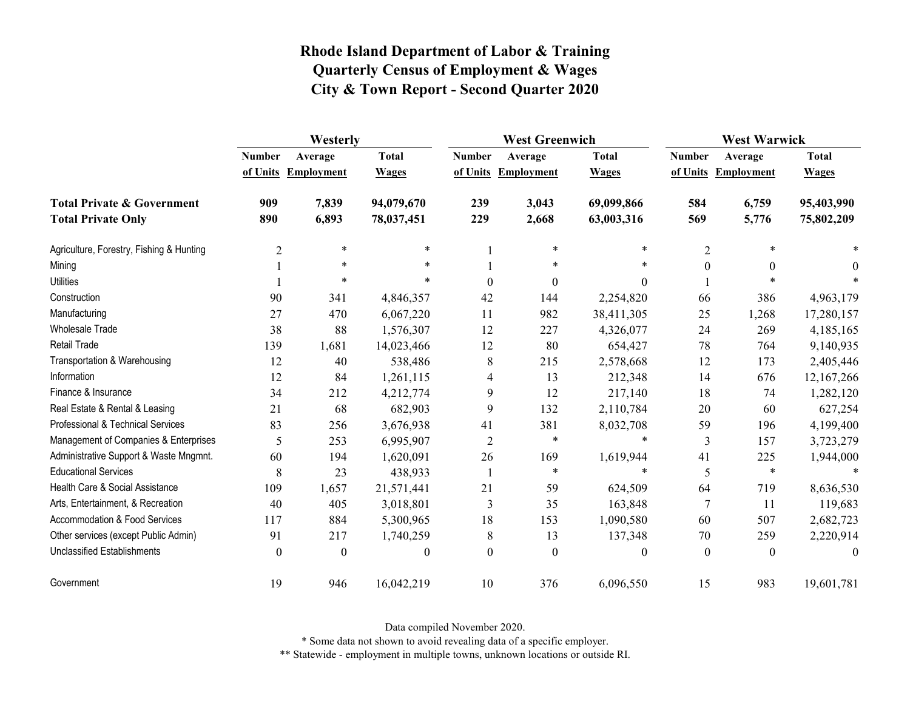# Rhode Island Department of Labor & Training
## Quarterly Census of Employment & Wages
## City & Town Report - Second Quarter 2020

| | Westerly | | | West Greenwich | | | West Warwick | | |
|---|---|---|---|---|---|---|---|---|---|
| | Number of Units | Average Employment | Total Wages | Number of Units | Average Employment | Total Wages | Number of Units | Average Employment | Total Wages |
| **Total Private & Government** | **909** | **7,839** | **94,079,670** | **239** | **3,043** | **69,099,866** | **584** | **6,759** | **95,403,990** |
| **Total Private Only** | **890** | **6,893** | **78,037,451** | **229** | **2,668** | **63,003,316** | **569** | **5,776** | **75,802,209** |
| Agriculture, Forestry, Fishing & Hunting | 2 | * | * | 1 | * | * | 2 | * | * |
| Mining | 1 | * | * | 1 | * | * | 0 | 0 | 0 |
| Utilities | 1 | * | * | 0 | 0 | 0 | 1 | * | * |
| Construction | 90 | 341 | 4,846,357 | 42 | 144 | 2,254,820 | 66 | 386 | 4,963,179 |
| Manufacturing | 27 | 470 | 6,067,220 | 11 | 982 | 38,411,305 | 25 | 1,268 | 17,280,157 |
| Wholesale Trade | 38 | 88 | 1,576,307 | 12 | 227 | 4,326,077 | 24 | 269 | 4,185,165 |
| Retail Trade | 139 | 1,681 | 14,023,466 | 12 | 80 | 654,427 | 78 | 764 | 9,140,935 |
| Transportation & Warehousing | 12 | 40 | 538,486 | 8 | 215 | 2,578,668 | 12 | 173 | 2,405,446 |
| Information | 12 | 84 | 1,261,115 | 4 | 13 | 212,348 | 14 | 676 | 12,167,266 |
| Finance & Insurance | 34 | 212 | 4,212,774 | 9 | 12 | 217,140 | 18 | 74 | 1,282,120 |
| Real Estate & Rental & Leasing | 21 | 68 | 682,903 | 9 | 132 | 2,110,784 | 20 | 60 | 627,254 |
| Professional & Technical Services | 83 | 256 | 3,676,938 | 41 | 381 | 8,032,708 | 59 | 196 | 4,199,400 |
| Management of Companies & Enterprises | 5 | 253 | 6,995,907 | 2 | * | * | 3 | 157 | 3,723,279 |
| Administrative Support & Waste Mngmnt. | 60 | 194 | 1,620,091 | 26 | 169 | 1,619,944 | 41 | 225 | 1,944,000 |
| Educational Services | 8 | 23 | 438,933 | 1 | * | * | 5 | * | * |
| Health Care & Social Assistance | 109 | 1,657 | 21,571,441 | 21 | 59 | 624,509 | 64 | 719 | 8,636,530 |
| Arts, Entertainment, & Recreation | 40 | 405 | 3,018,801 | 3 | 35 | 163,848 | 7 | 11 | 119,683 |
| Accommodation & Food Services | 117 | 884 | 5,300,965 | 18 | 153 | 1,090,580 | 60 | 507 | 2,682,723 |
| Other services (except Public Admin) | 91 | 217 | 1,740,259 | 8 | 13 | 137,348 | 70 | 259 | 2,220,914 |
| Unclassified Establishments | 0 | 0 | 0 | 0 | 0 | 0 | 0 | 0 | 0 |
| Government | 19 | 946 | 16,042,219 | 10 | 376 | 6,096,550 | 15 | 983 | 19,601,781 |

Data compiled November 2020.

* Some data not shown to avoid revealing data of a specific employer.

** Statewide - employment in multiple towns, unknown locations or outside RI.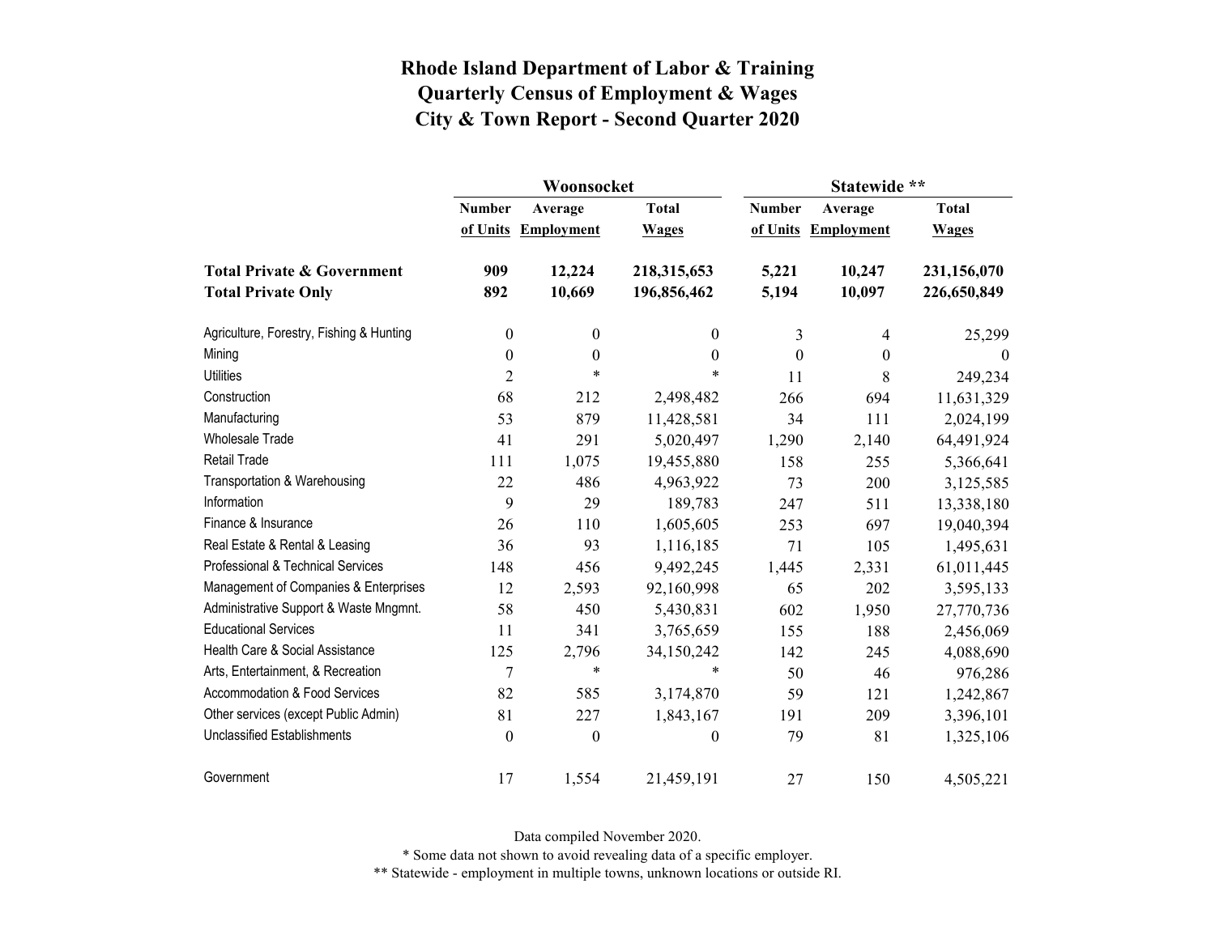# Rhode Island Department of Labor & Training
## Quarterly Census of Employment & Wages
## City & Town Report - Second Quarter 2020

| | Woonsocket | | | Statewide ** | | |
|---|---|---|---|---|---|---|
| | Number of Units | Average Employment | Total Wages | Number of Units | Average Employment | Total Wages |
| **Total Private & Government** | **909** | **12,224** | **218,315,653** | **5,221** | **10,247** | **231,156,070** |
| **Total Private Only** | **892** | **10,669** | **196,856,462** | **5,194** | **10,097** | **226,650,849** |
| Agriculture, Forestry, Fishing & Hunting | 0 | 0 | 0 | 3 | 4 | 25,299 |
| Mining | 0 | 0 | 0 | 0 | 0 | 0 |
| Utilities | 2 | * | * | 11 | 8 | 249,234 |
| Construction | 68 | 212 | 2,498,482 | 266 | 694 | 11,631,329 |
| Manufacturing | 53 | 879 | 11,428,581 | 34 | 111 | 2,024,199 |
| Wholesale Trade | 41 | 291 | 5,020,497 | 1,290 | 2,140 | 64,491,924 |
| Retail Trade | 111 | 1,075 | 19,455,880 | 158 | 255 | 5,366,641 |
| Transportation & Warehousing | 22 | 486 | 4,963,922 | 73 | 200 | 3,125,585 |
| Information | 9 | 29 | 189,783 | 247 | 511 | 13,338,180 |
| Finance & Insurance | 26 | 110 | 1,605,605 | 253 | 697 | 19,040,394 |
| Real Estate & Rental & Leasing | 36 | 93 | 1,116,185 | 71 | 105 | 1,495,631 |
| Professional & Technical Services | 148 | 456 | 9,492,245 | 1,445 | 2,331 | 61,011,445 |
| Management of Companies & Enterprises | 12 | 2,593 | 92,160,998 | 65 | 202 | 3,595,133 |
| Administrative Support & Waste Mngmnt. | 58 | 450 | 5,430,831 | 602 | 1,950 | 27,770,736 |
| Educational Services | 11 | 341 | 3,765,659 | 155 | 188 | 2,456,069 |
| Health Care & Social Assistance | 125 | 2,796 | 34,150,242 | 142 | 245 | 4,088,690 |
| Arts, Entertainment, & Recreation | 7 | * | * | 50 | 46 | 976,286 |
| Accommodation & Food Services | 82 | 585 | 3,174,870 | 59 | 121 | 1,242,867 |
| Other services (except Public Admin) | 81 | 227 | 1,843,167 | 191 | 209 | 3,396,101 |
| Unclassified Establishments | 0 | 0 | 0 | 79 | 81 | 1,325,106 |
| Government | 17 | 1,554 | 21,459,191 | 27 | 150 | 4,505,221 |

Data compiled November 2020.

* Some data not shown to avoid revealing data of a specific employer.

** Statewide - employment in multiple towns, unknown locations or outside RI.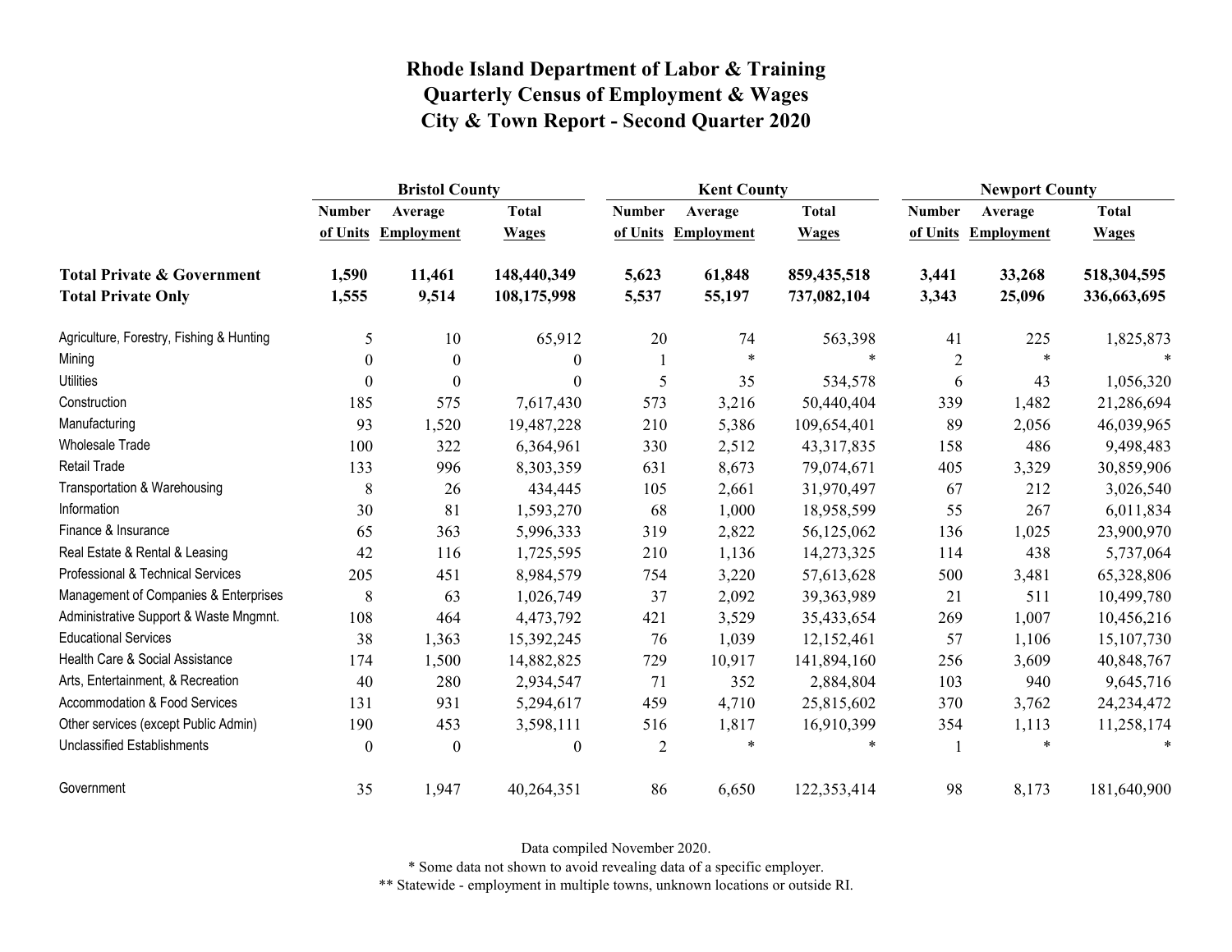# Rhode Island Department of Labor & Training
# Quarterly Census of Employment & Wages
# City & Town Report - Second Quarter 2020

| | Bristol County | | | Kent County | | | Newport County | | |
|---|---|---|---|---|---|---|---|---|---|
| | Number of Units | Average Employment | Total Wages | Number of Units | Average Employment | Total Wages | Number of Units | Average Employment | Total Wages |
| **Total Private & Government** | **1,590** | **11,461** | **148,440,349** | **5,623** | **61,848** | **859,435,518** | **3,441** | **33,268** | **518,304,595** |
| **Total Private Only** | **1,555** | **9,514** | **108,175,998** | **5,537** | **55,197** | **737,082,104** | **3,343** | **25,096** | **336,663,695** |
| Agriculture, Forestry, Fishing & Hunting | 5 | 10 | 65,912 | 20 | 74 | 563,398 | 41 | 225 | 1,825,873 |
| Mining | 0 | 0 | 0 | 1 | * | * | 2 | * | * |
| Utilities | 0 | 0 | 0 | 5 | 35 | 534,578 | 6 | 43 | 1,056,320 |
| Construction | 185 | 575 | 7,617,430 | 573 | 3,216 | 50,440,404 | 339 | 1,482 | 21,286,694 |
| Manufacturing | 93 | 1,520 | 19,487,228 | 210 | 5,386 | 109,654,401 | 89 | 2,056 | 46,039,965 |
| Wholesale Trade | 100 | 322 | 6,364,961 | 330 | 2,512 | 43,317,835 | 158 | 486 | 9,498,483 |
| Retail Trade | 133 | 996 | 8,303,359 | 631 | 8,673 | 79,074,671 | 405 | 3,329 | 30,859,906 |
| Transportation & Warehousing | 8 | 26 | 434,445 | 105 | 2,661 | 31,970,497 | 67 | 212 | 3,026,540 |
| Information | 30 | 81 | 1,593,270 | 68 | 1,000 | 18,958,599 | 55 | 267 | 6,011,834 |
| Finance & Insurance | 65 | 363 | 5,996,333 | 319 | 2,822 | 56,125,062 | 136 | 1,025 | 23,900,970 |
| Real Estate & Rental & Leasing | 42 | 116 | 1,725,595 | 210 | 1,136 | 14,273,325 | 114 | 438 | 5,737,064 |
| Professional & Technical Services | 205 | 451 | 8,984,579 | 754 | 3,220 | 57,613,628 | 500 | 3,481 | 65,328,806 |
| Management of Companies & Enterprises | 8 | 63 | 1,026,749 | 37 | 2,092 | 39,363,989 | 21 | 511 | 10,499,780 |
| Administrative Support & Waste Mngmnt. | 108 | 464 | 4,473,792 | 421 | 3,529 | 35,433,654 | 269 | 1,007 | 10,456,216 |
| Educational Services | 38 | 1,363 | 15,392,245 | 76 | 1,039 | 12,152,461 | 57 | 1,106 | 15,107,730 |
| Health Care & Social Assistance | 174 | 1,500 | 14,882,825 | 729 | 10,917 | 141,894,160 | 256 | 3,609 | 40,848,767 |
| Arts, Entertainment, & Recreation | 40 | 280 | 2,934,547 | 71 | 352 | 2,884,804 | 103 | 940 | 9,645,716 |
| Accommodation & Food Services | 131 | 931 | 5,294,617 | 459 | 4,710 | 25,815,602 | 370 | 3,762 | 24,234,472 |
| Other services (except Public Admin) | 190 | 453 | 3,598,111 | 516 | 1,817 | 16,910,399 | 354 | 1,113 | 11,258,174 |
| Unclassified Establishments | 0 | 0 | 0 | 2 | * | * | 1 | * | * |
| Government | 35 | 1,947 | 40,264,351 | 86 | 6,650 | 122,353,414 | 98 | 8,173 | 181,640,900 |

Data compiled November 2020.

* Some data not shown to avoid revealing data of a specific employer.

** Statewide - employment in multiple towns, unknown locations or outside RI.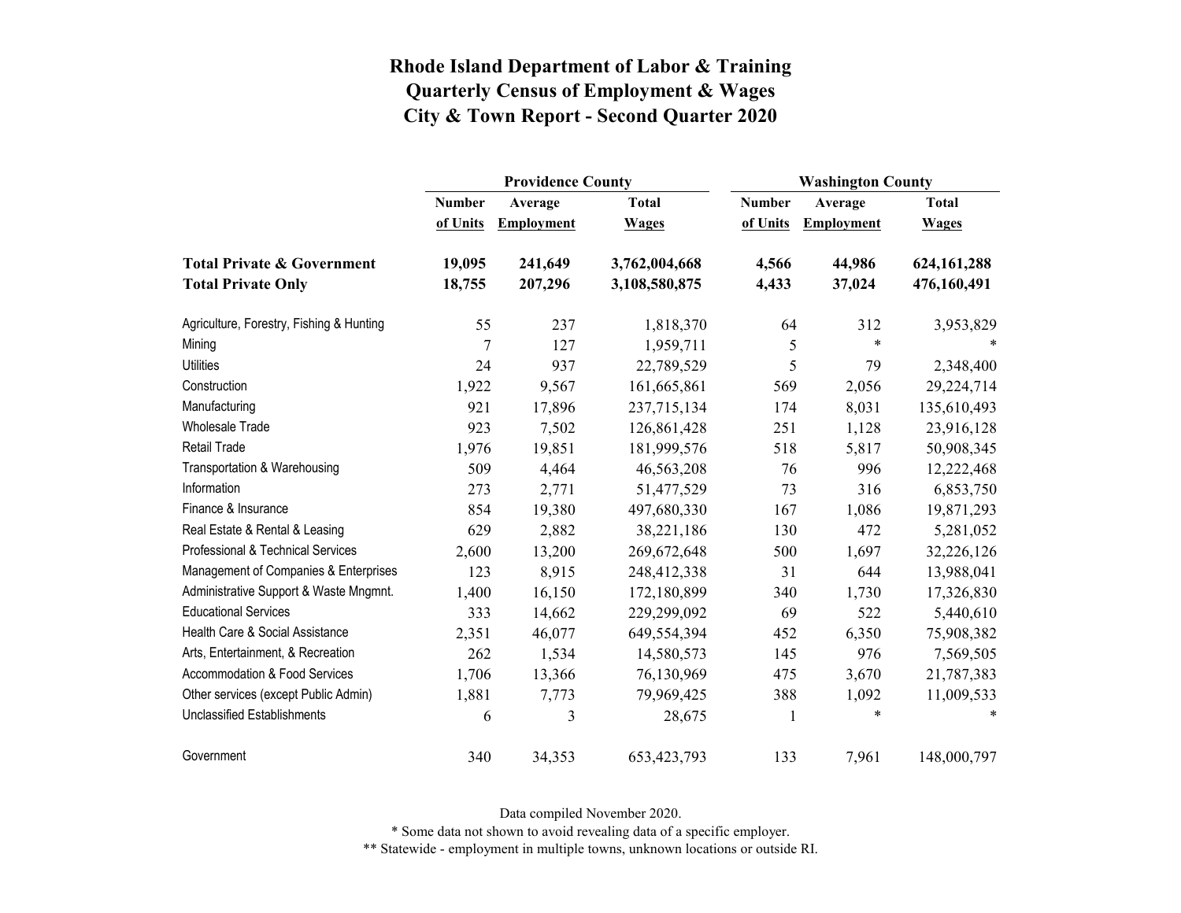# Rhode Island Department of Labor & Training
## Quarterly Census of Employment & Wages
## City & Town Report - Second Quarter 2020

| | Providence County | | | Washington County | | |
|---|---|---|---|---|---|---|
| | Number of Units | Average Employment | Total Wages | Number of Units | Average Employment | Total Wages |
| **Total Private & Government** | **19,095** | **241,649** | **3,762,004,668** | **4,566** | **44,986** | **624,161,288** |
| **Total Private Only** | **18,755** | **207,296** | **3,108,580,875** | **4,433** | **37,024** | **476,160,491** |
| Agriculture, Forestry, Fishing & Hunting | 55 | 237 | 1,818,370 | 64 | 312 | 3,953,829 |
| Mining | 7 | 127 | 1,959,711 | 5 | * | * |
| Utilities | 24 | 937 | 22,789,529 | 5 | 79 | 2,348,400 |
| Construction | 1,922 | 9,567 | 161,665,861 | 569 | 2,056 | 29,224,714 |
| Manufacturing | 921 | 17,896 | 237,715,134 | 174 | 8,031 | 135,610,493 |
| Wholesale Trade | 923 | 7,502 | 126,861,428 | 251 | 1,128 | 23,916,128 |
| Retail Trade | 1,976 | 19,851 | 181,999,576 | 518 | 5,817 | 50,908,345 |
| Transportation & Warehousing | 509 | 4,464 | 46,563,208 | 76 | 996 | 12,222,468 |
| Information | 273 | 2,771 | 51,477,529 | 73 | 316 | 6,853,750 |
| Finance & Insurance | 854 | 19,380 | 497,680,330 | 167 | 1,086 | 19,871,293 |
| Real Estate & Rental & Leasing | 629 | 2,882 | 38,221,186 | 130 | 472 | 5,281,052 |
| Professional & Technical Services | 2,600 | 13,200 | 269,672,648 | 500 | 1,697 | 32,226,126 |
| Management of Companies & Enterprises | 123 | 8,915 | 248,412,338 | 31 | 644 | 13,988,041 |
| Administrative Support & Waste Mngmnt. | 1,400 | 16,150 | 172,180,899 | 340 | 1,730 | 17,326,830 |
| Educational Services | 333 | 14,662 | 229,299,092 | 69 | 522 | 5,440,610 |
| Health Care & Social Assistance | 2,351 | 46,077 | 649,554,394 | 452 | 6,350 | 75,908,382 |
| Arts, Entertainment, & Recreation | 262 | 1,534 | 14,580,573 | 145 | 976 | 7,569,505 |
| Accommodation & Food Services | 1,706 | 13,366 | 76,130,969 | 475 | 3,670 | 21,787,383 |
| Other services (except Public Admin) | 1,881 | 7,773 | 79,969,425 | 388 | 1,092 | 11,009,533 |
| Unclassified Establishments | 6 | 3 | 28,675 | 1 | * | * |
| Government | 340 | 34,353 | 653,423,793 | 133 | 7,961 | 148,000,797 |

Data compiled November 2020.

* Some data not shown to avoid revealing data of a specific employer.

** Statewide - employment in multiple towns, unknown locations or outside RI.